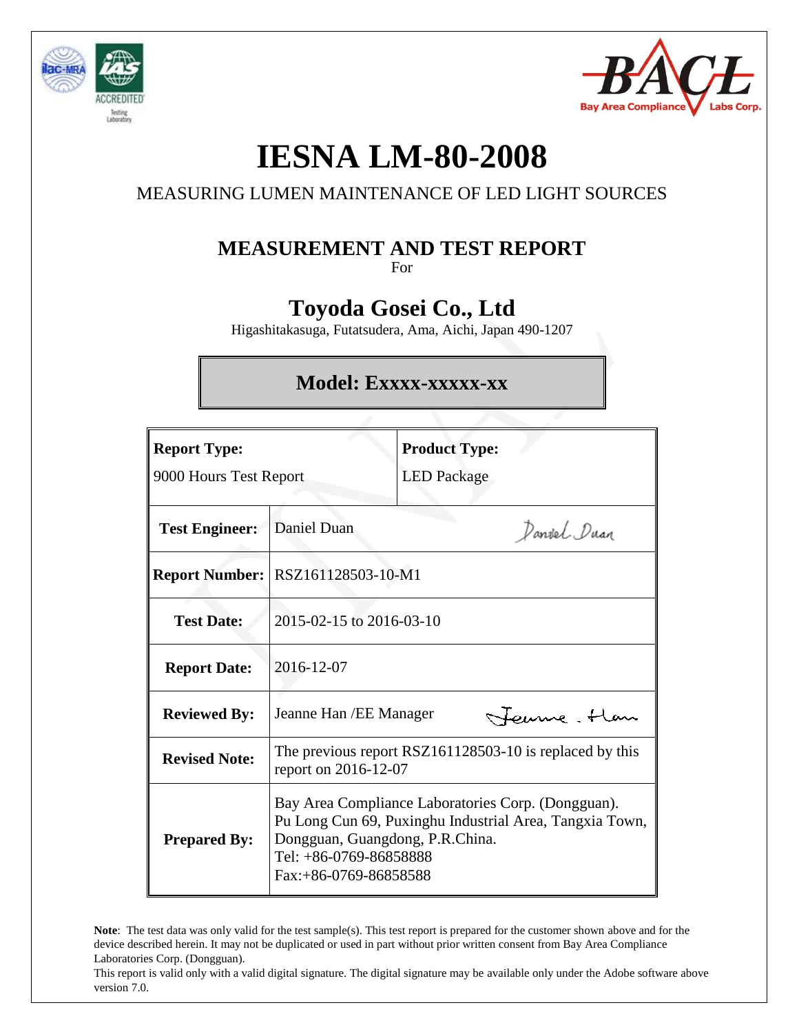# IESNA LM-80-2008

MEASURING LUMEN MAINTENANCE OF LED LIGHT SOURCES

## MEASUREMENT AND TEST REPORT

For

## Toyoda Gosei Co., Ltd

Higashitakasuga, Futatsudera, Ama, Aichi, Japan 490-1207

### Model: Exxxx-xxxxx-xx

| **Report Type:** 9000 Hours Test Report | **Product Type:** LED Package |
|---|---|
| **Test Engineer:** | Daniel Duan |
| **Report Number:** | RSZ161128503-10-M1 |
| **Test Date:** | 2015-02-15 to 2016-03-10 |
| **Report Date:** | 2016-12-07 |
| **Reviewed By:** | Jeanne Han /EE Manager |
| **Revised Note:** | The previous report RSZ161128503-10 is replaced by this report on 2016-12-07 |
| **Prepared By:** | Bay Area Compliance Laboratories Corp. (Dongguan). Pu Long Cun 69, Puxinghu Industrial Area, Tangxia Town, Dongguan, Guangdong, P.R.China. Tel: +86-0769-86858888 Fax:+86-0769-86858588 |

**Note**: The test data was only valid for the test sample(s). This test report is prepared for the customer shown above and for the device described herein. It may not be duplicated or used in part without prior written consent from Bay Area Compliance Laboratories Corp. (Dongguan).

This report is valid only with a valid digital signature. The digital signature may be available only under the Adobe software above version 7.0.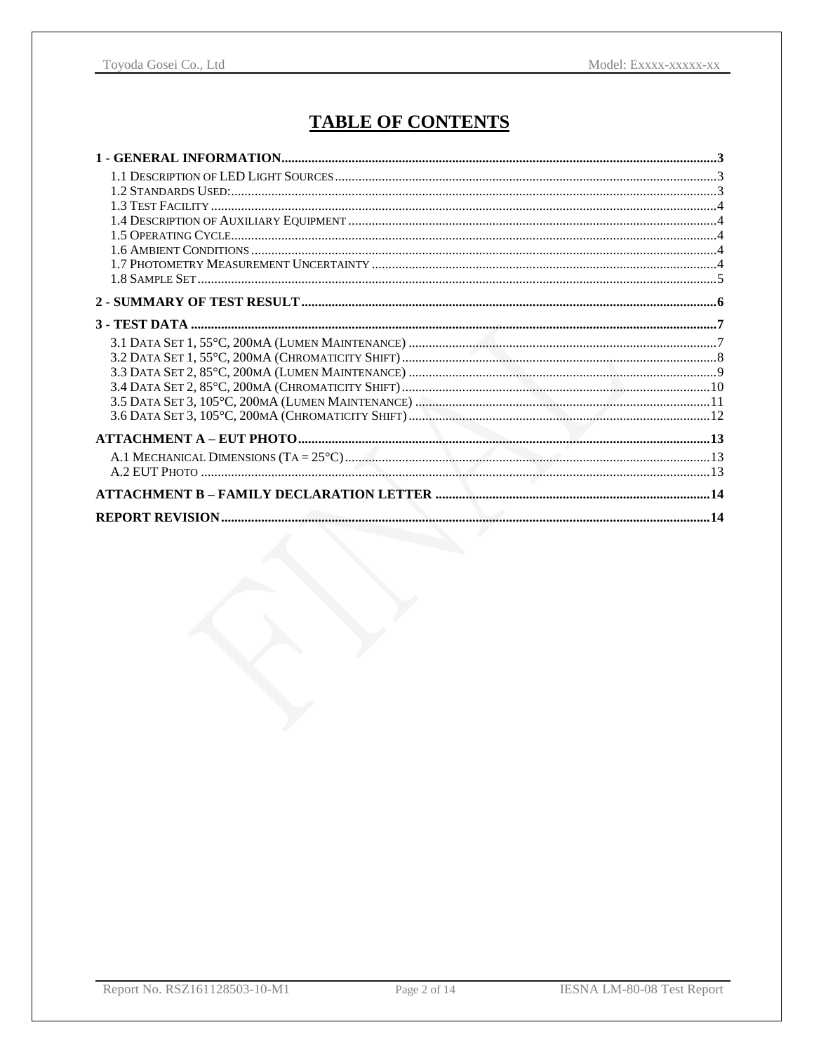# TABLE OF CONTENTS

**1 - GENERAL INFORMATION................................................................................................................................3**

1.1 Description of LED Light Sources................................................................................................................3
1.2 Standards Used:..............................................................................................................................................3
1.3 Test Facility....................................................................................................................................................4
1.4 Description of Auxiliary Equipment............................................................................................................4
1.5 Operating Cycle..............................................................................................................................................4
1.6 Ambient Conditions........................................................................................................................................4
1.7 Photometry Measurement Uncertainty........................................................................................................4
1.8 Sample Set.......................................................................................................................................................5

**2 - SUMMARY OF TEST RESULT.........................................................................................................................6**

**3 - TEST DATA ..........................................................................................................................................................7**

3.1 Data Set 1, 55°C, 200mA (Lumen Maintenance) ..........................................................................................7
3.2 Data Set 1, 55°C, 200mA (Chromaticity Shift).............................................................................................8
3.3 Data Set 2, 85°C, 200mA (Lumen Maintenance) ..........................................................................................9
3.4 Data Set 2, 85°C, 200mA (Chromaticity Shift)...........................................................................................10
3.5 Data Set 3, 105°C, 200mA (Lumen Maintenance) ......................................................................................11
3.6 Data Set 3, 105°C, 200mA (Chromaticity Shift).........................................................................................12

**ATTACHMENT A – EUT PHOTO.........................................................................................................................13**

A.1 Mechanical Dimensions ($T_A$ = 25°C).......................................................................................................13
A.2 EUT Photo .....................................................................................................................................................13

**ATTACHMENT B – FAMILY DECLARATION LETTER ................................................................................14**

**REPORT REVISION...............................................................................................................................................14**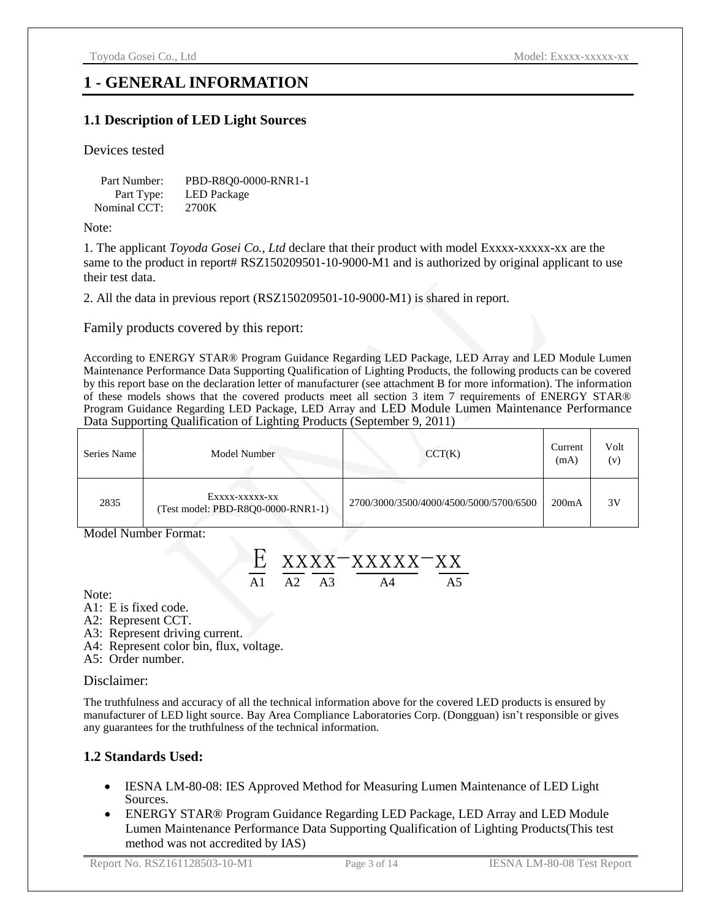# 1 - GENERAL INFORMATION

## 1.1 Description of LED Light Sources

Devices tested

| | |
|---|---|
| Part Number: | PBD-R8Q0-0000-RNR1-1 |
| Part Type: | LED Package |
| Nominal CCT: | 2700K |

Note:

1. The applicant *Toyoda Gosei Co., Ltd* declare that their product with model Exxxx-xxxxx-xx are the same to the product in report# RSZ150209501-10-9000-M1 and is authorized by original applicant to use their test data.

2. All the data in previous report (RSZ150209501-10-9000-M1) is shared in report.

Family products covered by this report:

According to ENERGY STAR® Program Guidance Regarding LED Package, LED Array and LED Module Lumen Maintenance Performance Data Supporting Qualification of Lighting Products, the following products can be covered by this report base on the declaration letter of manufacturer (see attachment B for more information). The information of these models shows that the covered products meet all section 3 item 7 requirements of ENERGY STAR® Program Guidance Regarding LED Package, LED Array and LED Module Lumen Maintenance Performance Data Supporting Qualification of Lighting Products (September 9, 2011)

| Series Name | Model Number | CCT(K) | Current (mA) | Volt (v) |
|---|---|---|---|---|
| 2835 | Exxxx-xxxxx-xx (Test model: PBD-R8Q0-0000-RNR1-1) | 2700/3000/3500/4000/4500/5000/5700/6500 | 200mA | 3V |

Model Number Format:

E xxxx-xxxxx-xx

A1 = E, A2 = xx, A3 = xx, A4 = xxxxx, A5 = xx

Note:

A1: E is fixed code.
A2: Represent CCT.
A3: Represent driving current.
A4: Represent color bin, flux, voltage.
A5: Order number.

Disclaimer:

The truthfulness and accuracy of all the technical information above for the covered LED products is ensured by manufacturer of LED light source. Bay Area Compliance Laboratories Corp. (Dongguan) isn't responsible or gives any guarantees for the truthfulness of the technical information.

## 1.2 Standards Used:

- IESNA LM-80-08: IES Approved Method for Measuring Lumen Maintenance of LED Light Sources.
- ENERGY STAR® Program Guidance Regarding LED Package, LED Array and LED Module Lumen Maintenance Performance Data Supporting Qualification of Lighting Products(This test method was not accredited by IAS)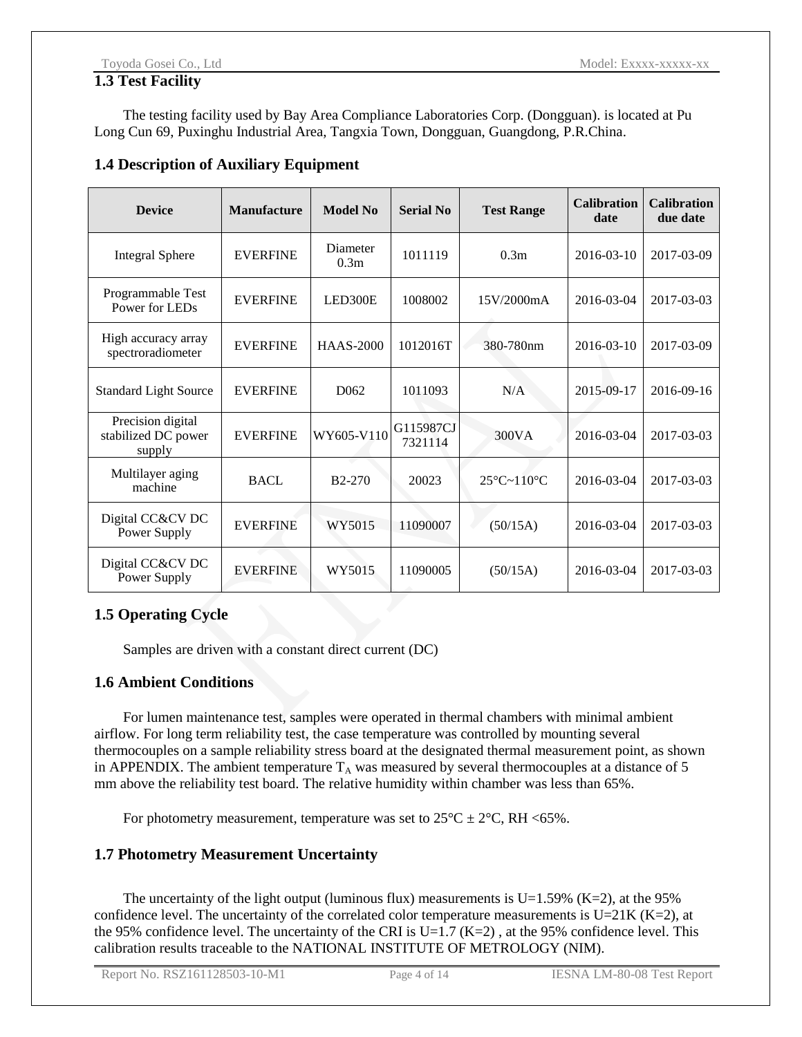## 1.3 Test Facility

The testing facility used by Bay Area Compliance Laboratories Corp. (Dongguan). is located at Pu Long Cun 69, Puxinghu Industrial Area, Tangxia Town, Dongguan, Guangdong, P.R.China.

## 1.4 Description of Auxiliary Equipment

| Device | Manufacture | Model No | Serial No | Test Range | Calibration date | Calibration due date |
|---|---|---|---|---|---|---|
| Integral Sphere | EVERFINE | Diameter 0.3m | 1011119 | 0.3m | 2016-03-10 | 2017-03-09 |
| Programmable Test Power for LEDs | EVERFINE | LED300E | 1008002 | 15V/2000mA | 2016-03-04 | 2017-03-03 |
| High accuracy array spectroradiometer | EVERFINE | HAAS-2000 | 1012016T | 380-780nm | 2016-03-10 | 2017-03-09 |
| Standard Light Source | EVERFINE | D062 | 1011093 | N/A | 2015-09-17 | 2016-09-16 |
| Precision digital stabilized DC power supply | EVERFINE | WY605-V110 | G115987CJ 7321114 | 300VA | 2016-03-04 | 2017-03-03 |
| Multilayer aging machine | BACL | B2-270 | 20023 | 25°C~110°C | 2016-03-04 | 2017-03-03 |
| Digital CC&CV DC Power Supply | EVERFINE | WY5015 | 11090007 | (50/15A) | 2016-03-04 | 2017-03-03 |
| Digital CC&CV DC Power Supply | EVERFINE | WY5015 | 11090005 | (50/15A) | 2016-03-04 | 2017-03-03 |

## 1.5 Operating Cycle

Samples are driven with a constant direct current (DC)

## 1.6 Ambient Conditions

For lumen maintenance test, samples were operated in thermal chambers with minimal ambient airflow. For long term reliability test, the case temperature was controlled by mounting several thermocouples on a sample reliability stress board at the designated thermal measurement point, as shown in APPENDIX. The ambient temperature $T_A$ was measured by several thermocouples at a distance of 5 mm above the reliability test board. The relative humidity within chamber was less than 65%.

For photometry measurement, temperature was set to 25°C ± 2°C, RH <65%.

## 1.7 Photometry Measurement Uncertainty

The uncertainty of the light output (luminous flux) measurements is U=1.59% (K=2), at the 95% confidence level. The uncertainty of the correlated color temperature measurements is U=21K (K=2), at the 95% confidence level. The uncertainty of the CRI is U=1.7 (K=2) , at the 95% confidence level. This calibration results traceable to the NATIONAL INSTITUTE OF METROLOGY (NIM).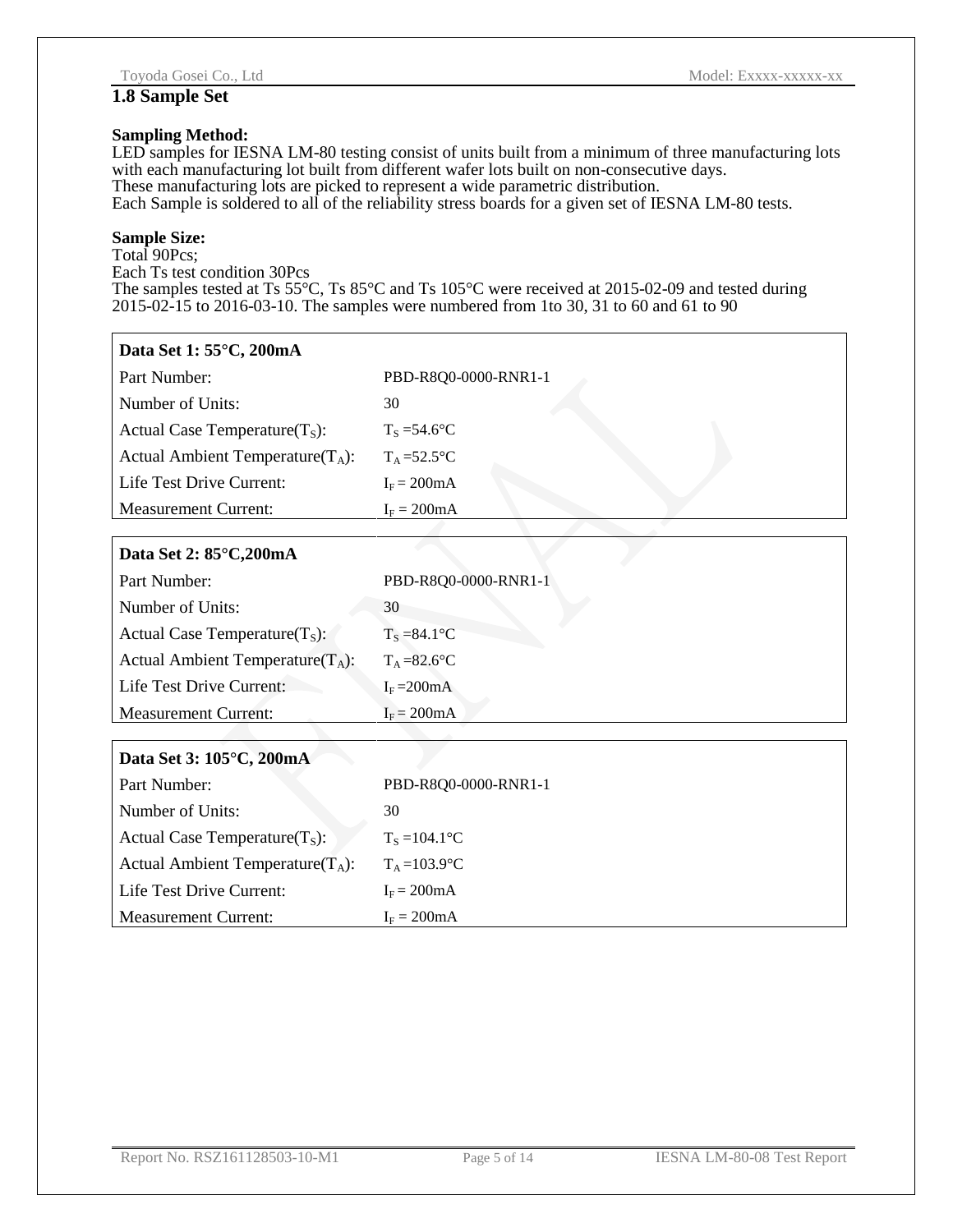## 1.8 Sample Set

**Sampling Method:**
LED samples for IESNA LM-80 testing consist of units built from a minimum of three manufacturing lots with each manufacturing lot built from different wafer lots built on non-consecutive days.
These manufacturing lots are picked to represent a wide parametric distribution.
Each Sample is soldered to all of the reliability stress boards for a given set of IESNA LM-80 tests.

**Sample Size:**
Total 90Pcs;
Each Ts test condition 30Pcs
The samples tested at Ts 55°C, Ts 85°C and Ts 105°C were received at 2015-02-09 and tested during 2015-02-15 to 2016-03-10. The samples were numbered from 1to 30, 31 to 60 and 61 to 90

| **Data Set 1: 55°C, 200mA** | |
|---|---|
| Part Number: | PBD-R8Q0-0000-RNR1-1 |
| Number of Units: | 30 |
| Actual Case Temperature($T_S$): | $T_S$ =54.6°C |
| Actual Ambient Temperature($T_A$): | $T_A$ =52.5°C |
| Life Test Drive Current: | $I_F$ = 200mA |
| Measurement Current: | $I_F$ = 200mA |

| **Data Set 2: 85°C,200mA** | |
|---|---|
| Part Number: | PBD-R8Q0-0000-RNR1-1 |
| Number of Units: | 30 |
| Actual Case Temperature($T_S$): | $T_S$ =84.1°C |
| Actual Ambient Temperature($T_A$): | $T_A$ =82.6°C |
| Life Test Drive Current: | $I_F$ =200mA |
| Measurement Current: | $I_F$ = 200mA |

| **Data Set 3: 105°C, 200mA** | |
|---|---|
| Part Number: | PBD-R8Q0-0000-RNR1-1 |
| Number of Units: | 30 |
| Actual Case Temperature($T_S$): | $T_S$ =104.1°C |
| Actual Ambient Temperature($T_A$): | $T_A$ =103.9°C |
| Life Test Drive Current: | $I_F$ = 200mA |
| Measurement Current: | $I_F$ = 200mA |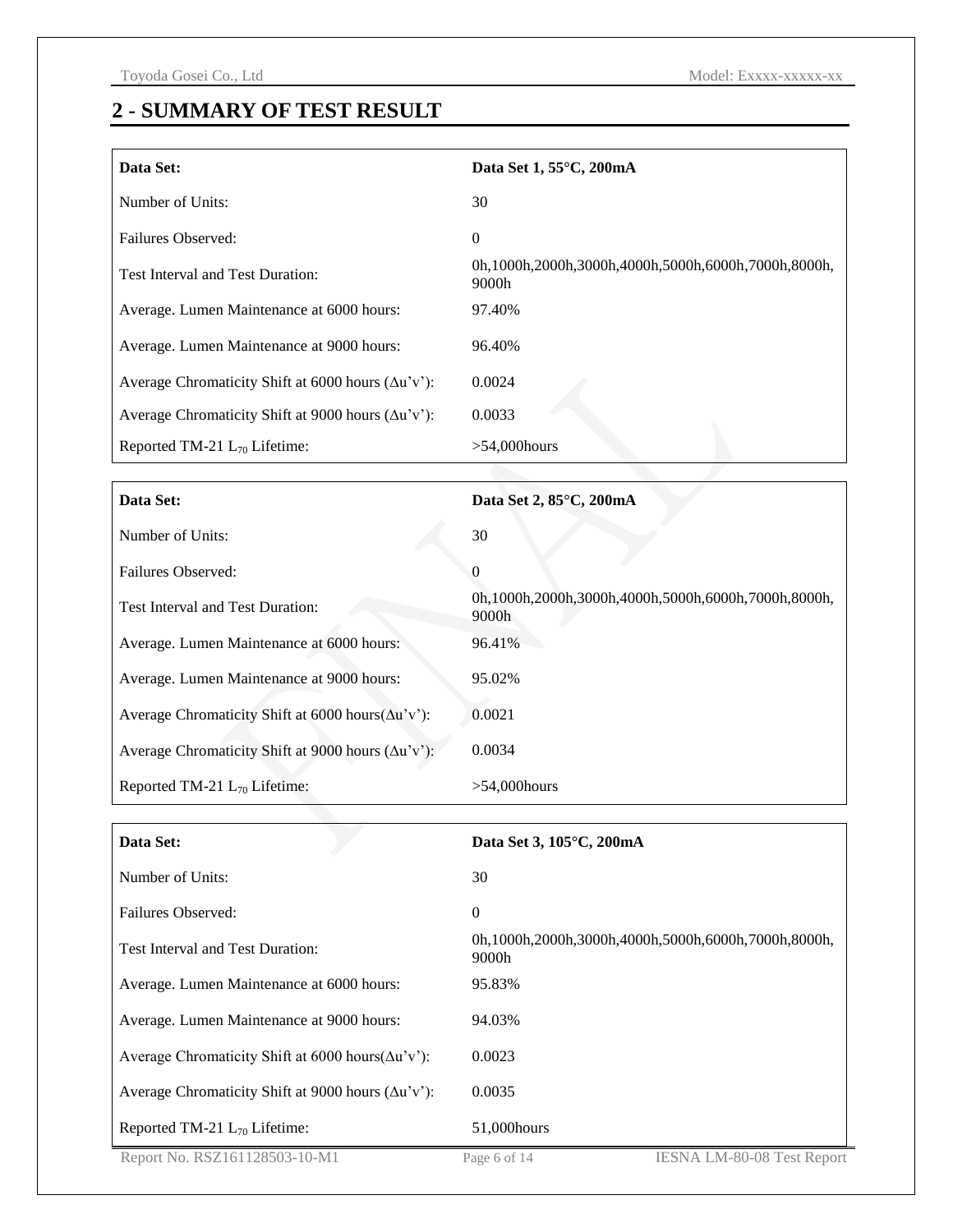## 2 - SUMMARY OF TEST RESULT

| **Data Set:** | **Data Set 1, 55°C, 200mA** |
|---|---|
| Number of Units: | 30 |
| Failures Observed: | 0 |
| Test Interval and Test Duration: | 0h,1000h,2000h,3000h,4000h,5000h,6000h,7000h,8000h, 9000h |
| Average. Lumen Maintenance at 6000 hours: | 97.40% |
| Average. Lumen Maintenance at 9000 hours: | 96.40% |
| Average Chromaticity Shift at 6000 hours (Δu’v’): | 0.0024 |
| Average Chromaticity Shift at 9000 hours (Δu’v’): | 0.0033 |
| Reported TM-21 $L_{70}$ Lifetime: | >54,000hours |

| **Data Set:** | **Data Set 2, 85°C, 200mA** |
|---|---|
| Number of Units: | 30 |
| Failures Observed: | 0 |
| Test Interval and Test Duration: | 0h,1000h,2000h,3000h,4000h,5000h,6000h,7000h,8000h, 9000h |
| Average. Lumen Maintenance at 6000 hours: | 96.41% |
| Average. Lumen Maintenance at 9000 hours: | 95.02% |
| Average Chromaticity Shift at 6000 hours(Δu’v’): | 0.0021 |
| Average Chromaticity Shift at 9000 hours (Δu’v’): | 0.0034 |
| Reported TM-21 $L_{70}$ Lifetime: | >54,000hours |

| **Data Set:** | **Data Set 3, 105°C, 200mA** |
|---|---|
| Number of Units: | 30 |
| Failures Observed: | 0 |
| Test Interval and Test Duration: | 0h,1000h,2000h,3000h,4000h,5000h,6000h,7000h,8000h, 9000h |
| Average. Lumen Maintenance at 6000 hours: | 95.83% |
| Average. Lumen Maintenance at 9000 hours: | 94.03% |
| Average Chromaticity Shift at 6000 hours(Δu’v’): | 0.0023 |
| Average Chromaticity Shift at 9000 hours (Δu’v’): | 0.0035 |
| Reported TM-21 $L_{70}$ Lifetime: | 51,000hours |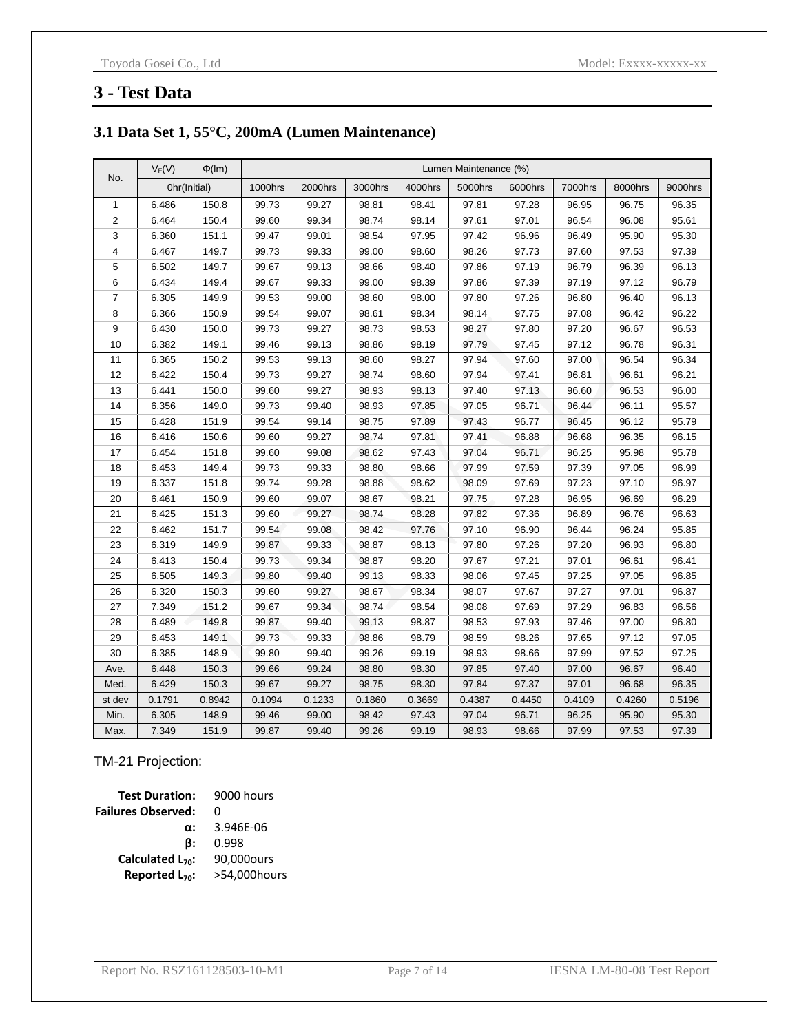# 3 - Test Data

## 3.1 Data Set 1, 55°C, 200mA (Lumen Maintenance)

| No. | $V_F$(V) | Φ(lm) | Lumen Maintenance (%) | | | | | | | | |
|---|---|---|---|---|---|---|---|---|---|---|---|
| | 0hr(Initial) | | 1000hrs | 2000hrs | 3000hrs | 4000hrs | 5000hrs | 6000hrs | 7000hrs | 8000hrs | 9000hrs |
| 1 | 6.486 | 150.8 | 99.73 | 99.27 | 98.81 | 98.41 | 97.81 | 97.28 | 96.95 | 96.75 | 96.35 |
| 2 | 6.464 | 150.4 | 99.60 | 99.34 | 98.74 | 98.14 | 97.61 | 97.01 | 96.54 | 96.08 | 95.61 |
| 3 | 6.360 | 151.1 | 99.47 | 99.01 | 98.54 | 97.95 | 97.42 | 96.96 | 96.49 | 95.90 | 95.30 |
| 4 | 6.467 | 149.7 | 99.73 | 99.33 | 99.00 | 98.60 | 98.26 | 97.73 | 97.60 | 97.53 | 97.39 |
| 5 | 6.502 | 149.7 | 99.67 | 99.13 | 98.66 | 98.40 | 97.86 | 97.19 | 96.79 | 96.39 | 96.13 |
| 6 | 6.434 | 149.4 | 99.67 | 99.33 | 99.00 | 98.39 | 97.86 | 97.39 | 97.19 | 97.12 | 96.79 |
| 7 | 6.305 | 149.9 | 99.53 | 99.00 | 98.60 | 98.00 | 97.80 | 97.26 | 96.80 | 96.40 | 96.13 |
| 8 | 6.366 | 150.9 | 99.54 | 99.07 | 98.61 | 98.34 | 98.14 | 97.75 | 97.08 | 96.42 | 96.22 |
| 9 | 6.430 | 150.0 | 99.73 | 99.27 | 98.73 | 98.53 | 98.27 | 97.80 | 97.20 | 96.67 | 96.53 |
| 10 | 6.382 | 149.1 | 99.46 | 99.13 | 98.86 | 98.19 | 97.79 | 97.45 | 97.12 | 96.78 | 96.31 |
| 11 | 6.365 | 150.2 | 99.53 | 99.13 | 98.60 | 98.27 | 97.94 | 97.60 | 97.00 | 96.54 | 96.34 |
| 12 | 6.422 | 150.4 | 99.73 | 99.27 | 98.74 | 98.60 | 97.94 | 97.41 | 96.81 | 96.61 | 96.21 |
| 13 | 6.441 | 150.0 | 99.60 | 99.27 | 98.93 | 98.13 | 97.40 | 97.13 | 96.60 | 96.53 | 96.00 |
| 14 | 6.356 | 149.0 | 99.73 | 99.40 | 98.93 | 97.85 | 97.05 | 96.71 | 96.44 | 96.11 | 95.57 |
| 15 | 6.428 | 151.9 | 99.54 | 99.14 | 98.75 | 97.89 | 97.43 | 96.77 | 96.45 | 96.12 | 95.79 |
| 16 | 6.416 | 150.6 | 99.60 | 99.27 | 98.74 | 97.81 | 97.41 | 96.88 | 96.68 | 96.35 | 96.15 |
| 17 | 6.454 | 151.8 | 99.60 | 99.08 | 98.62 | 97.43 | 97.04 | 96.71 | 96.25 | 95.98 | 95.78 |
| 18 | 6.453 | 149.4 | 99.73 | 99.33 | 98.80 | 98.66 | 97.99 | 97.59 | 97.39 | 97.05 | 96.99 |
| 19 | 6.337 | 151.8 | 99.74 | 99.28 | 98.88 | 98.62 | 98.09 | 97.69 | 97.23 | 97.10 | 96.97 |
| 20 | 6.461 | 150.9 | 99.60 | 99.07 | 98.67 | 98.21 | 97.75 | 97.28 | 96.95 | 96.69 | 96.29 |
| 21 | 6.425 | 151.3 | 99.60 | 99.27 | 98.74 | 98.28 | 97.82 | 97.36 | 96.89 | 96.76 | 96.63 |
| 22 | 6.462 | 151.7 | 99.54 | 99.08 | 98.42 | 97.76 | 97.10 | 96.90 | 96.44 | 96.24 | 95.85 |
| 23 | 6.319 | 149.9 | 99.87 | 99.33 | 98.87 | 98.13 | 97.80 | 97.26 | 97.20 | 96.93 | 96.80 |
| 24 | 6.413 | 150.4 | 99.73 | 99.34 | 98.87 | 98.20 | 97.67 | 97.21 | 97.01 | 96.61 | 96.41 |
| 25 | 6.505 | 149.3 | 99.80 | 99.40 | 99.13 | 98.33 | 98.06 | 97.45 | 97.25 | 97.05 | 96.85 |
| 26 | 6.320 | 150.3 | 99.60 | 99.27 | 98.67 | 98.34 | 98.07 | 97.67 | 97.27 | 97.01 | 96.87 |
| 27 | 7.349 | 151.2 | 99.67 | 99.34 | 98.74 | 98.54 | 98.08 | 97.69 | 97.29 | 96.83 | 96.56 |
| 28 | 6.489 | 149.8 | 99.87 | 99.40 | 99.13 | 98.87 | 98.53 | 97.93 | 97.46 | 97.00 | 96.80 |
| 29 | 6.453 | 149.1 | 99.73 | 99.33 | 98.86 | 98.79 | 98.59 | 98.26 | 97.65 | 97.12 | 97.05 |
| 30 | 6.385 | 148.9 | 99.80 | 99.40 | 99.26 | 99.19 | 98.93 | 98.66 | 97.99 | 97.52 | 97.25 |
| Ave. | 6.448 | 150.3 | 99.66 | 99.24 | 98.80 | 98.30 | 97.85 | 97.40 | 97.00 | 96.67 | 96.40 |
| Med. | 6.429 | 150.3 | 99.67 | 99.27 | 98.75 | 98.30 | 97.84 | 97.37 | 97.01 | 96.68 | 96.35 |
| st dev | 0.1791 | 0.8942 | 0.1094 | 0.1233 | 0.1860 | 0.3669 | 0.4387 | 0.4450 | 0.4109 | 0.4260 | 0.5196 |
| Min. | 6.305 | 148.9 | 99.46 | 99.00 | 98.42 | 97.43 | 97.04 | 96.71 | 96.25 | 95.90 | 95.30 |
| Max. | 7.349 | 151.9 | 99.87 | 99.40 | 99.26 | 99.19 | 98.93 | 98.66 | 97.99 | 97.53 | 97.39 |

TM-21 Projection:

**Test Duration:** 9000 hours
**Failures Observed:** 0
**α:** 3.946E-06
**β:** 0.998
**Calculated $L_{70}$:** 90,000ours
**Reported $L_{70}$:** >54,000hours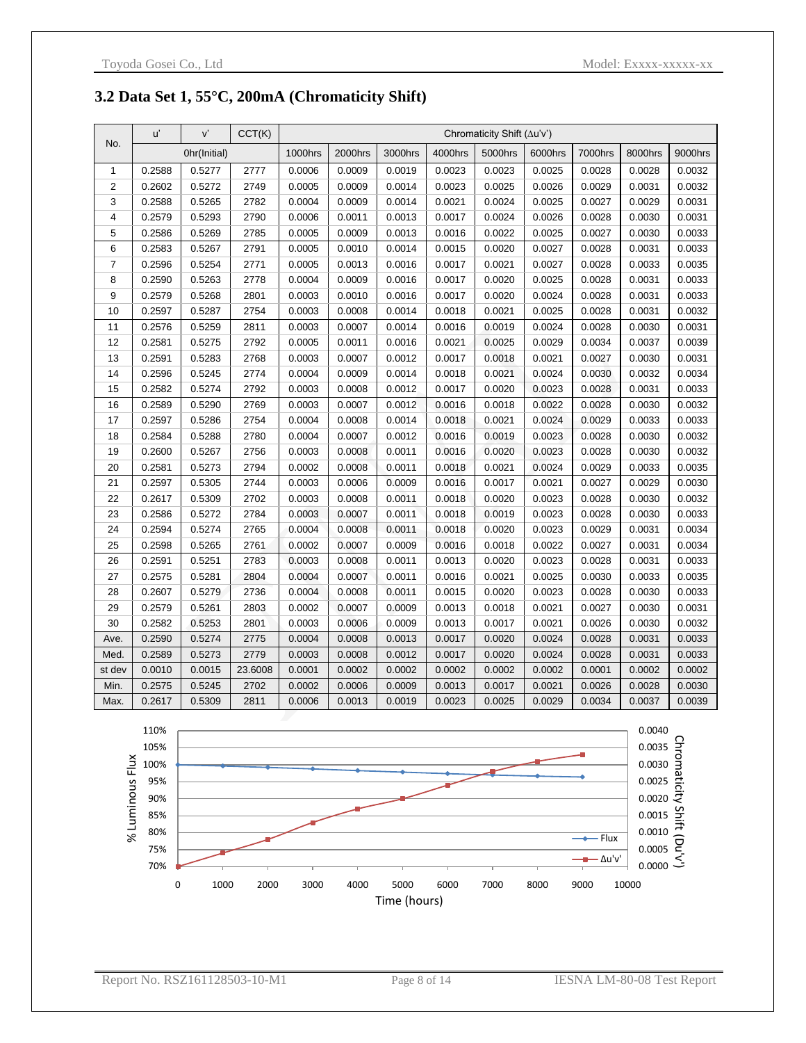## 3.2 Data Set 1, 55°C, 200mA (Chromaticity Shift)

| No. | u' | v' | CCT(K) | Chromaticity Shift (Δu'v') | | | | | | | | |
|---|---|---|---|---|---|---|---|---|---|---|---|---|
| | 0hr(Initial) | | | 1000hrs | 2000hrs | 3000hrs | 4000hrs | 5000hrs | 6000hrs | 7000hrs | 8000hrs | 9000hrs |
| 1 | 0.2588 | 0.5277 | 2777 | 0.0006 | 0.0009 | 0.0019 | 0.0023 | 0.0023 | 0.0025 | 0.0028 | 0.0028 | 0.0032 |
| 2 | 0.2602 | 0.5272 | 2749 | 0.0005 | 0.0009 | 0.0014 | 0.0023 | 0.0025 | 0.0026 | 0.0029 | 0.0031 | 0.0032 |
| 3 | 0.2588 | 0.5265 | 2782 | 0.0004 | 0.0009 | 0.0014 | 0.0021 | 0.0024 | 0.0025 | 0.0027 | 0.0029 | 0.0031 |
| 4 | 0.2579 | 0.5293 | 2790 | 0.0006 | 0.0011 | 0.0013 | 0.0017 | 0.0024 | 0.0026 | 0.0028 | 0.0030 | 0.0031 |
| 5 | 0.2586 | 0.5269 | 2785 | 0.0005 | 0.0009 | 0.0013 | 0.0016 | 0.0022 | 0.0025 | 0.0027 | 0.0030 | 0.0033 |
| 6 | 0.2583 | 0.5267 | 2791 | 0.0005 | 0.0010 | 0.0014 | 0.0015 | 0.0020 | 0.0027 | 0.0028 | 0.0031 | 0.0033 |
| 7 | 0.2596 | 0.5254 | 2771 | 0.0005 | 0.0013 | 0.0016 | 0.0017 | 0.0021 | 0.0027 | 0.0028 | 0.0033 | 0.0035 |
| 8 | 0.2590 | 0.5263 | 2778 | 0.0004 | 0.0009 | 0.0016 | 0.0017 | 0.0020 | 0.0025 | 0.0028 | 0.0031 | 0.0033 |
| 9 | 0.2579 | 0.5268 | 2801 | 0.0003 | 0.0010 | 0.0016 | 0.0017 | 0.0020 | 0.0024 | 0.0028 | 0.0031 | 0.0033 |
| 10 | 0.2597 | 0.5287 | 2754 | 0.0003 | 0.0008 | 0.0014 | 0.0018 | 0.0021 | 0.0025 | 0.0028 | 0.0031 | 0.0032 |
| 11 | 0.2576 | 0.5259 | 2811 | 0.0003 | 0.0007 | 0.0014 | 0.0016 | 0.0019 | 0.0024 | 0.0028 | 0.0030 | 0.0031 |
| 12 | 0.2581 | 0.5275 | 2792 | 0.0005 | 0.0011 | 0.0016 | 0.0021 | 0.0025 | 0.0029 | 0.0034 | 0.0037 | 0.0039 |
| 13 | 0.2591 | 0.5283 | 2768 | 0.0003 | 0.0007 | 0.0012 | 0.0017 | 0.0018 | 0.0021 | 0.0027 | 0.0030 | 0.0031 |
| 14 | 0.2596 | 0.5245 | 2774 | 0.0004 | 0.0009 | 0.0014 | 0.0018 | 0.0021 | 0.0024 | 0.0030 | 0.0032 | 0.0034 |
| 15 | 0.2582 | 0.5274 | 2792 | 0.0003 | 0.0008 | 0.0012 | 0.0017 | 0.0020 | 0.0023 | 0.0028 | 0.0031 | 0.0033 |
| 16 | 0.2589 | 0.5290 | 2769 | 0.0003 | 0.0007 | 0.0012 | 0.0016 | 0.0018 | 0.0022 | 0.0028 | 0.0030 | 0.0032 |
| 17 | 0.2597 | 0.5286 | 2754 | 0.0004 | 0.0008 | 0.0014 | 0.0018 | 0.0021 | 0.0024 | 0.0029 | 0.0033 | 0.0033 |
| 18 | 0.2584 | 0.5288 | 2780 | 0.0004 | 0.0007 | 0.0012 | 0.0016 | 0.0019 | 0.0023 | 0.0028 | 0.0030 | 0.0032 |
| 19 | 0.2600 | 0.5267 | 2756 | 0.0003 | 0.0008 | 0.0011 | 0.0016 | 0.0020 | 0.0023 | 0.0028 | 0.0030 | 0.0032 |
| 20 | 0.2581 | 0.5273 | 2794 | 0.0002 | 0.0008 | 0.0011 | 0.0018 | 0.0021 | 0.0024 | 0.0029 | 0.0033 | 0.0035 |
| 21 | 0.2597 | 0.5305 | 2744 | 0.0003 | 0.0006 | 0.0009 | 0.0016 | 0.0017 | 0.0021 | 0.0027 | 0.0029 | 0.0030 |
| 22 | 0.2617 | 0.5309 | 2702 | 0.0003 | 0.0008 | 0.0011 | 0.0018 | 0.0020 | 0.0023 | 0.0028 | 0.0030 | 0.0032 |
| 23 | 0.2586 | 0.5272 | 2784 | 0.0003 | 0.0007 | 0.0011 | 0.0018 | 0.0019 | 0.0023 | 0.0028 | 0.0030 | 0.0033 |
| 24 | 0.2594 | 0.5274 | 2765 | 0.0004 | 0.0008 | 0.0011 | 0.0018 | 0.0020 | 0.0023 | 0.0029 | 0.0031 | 0.0034 |
| 25 | 0.2598 | 0.5265 | 2761 | 0.0002 | 0.0007 | 0.0009 | 0.0016 | 0.0018 | 0.0022 | 0.0027 | 0.0031 | 0.0034 |
| 26 | 0.2591 | 0.5251 | 2783 | 0.0003 | 0.0008 | 0.0011 | 0.0013 | 0.0020 | 0.0023 | 0.0028 | 0.0031 | 0.0033 |
| 27 | 0.2575 | 0.5281 | 2804 | 0.0004 | 0.0007 | 0.0011 | 0.0016 | 0.0021 | 0.0025 | 0.0030 | 0.0033 | 0.0035 |
| 28 | 0.2607 | 0.5279 | 2736 | 0.0004 | 0.0008 | 0.0011 | 0.0015 | 0.0020 | 0.0023 | 0.0028 | 0.0030 | 0.0033 |
| 29 | 0.2579 | 0.5261 | 2803 | 0.0002 | 0.0007 | 0.0009 | 0.0013 | 0.0018 | 0.0021 | 0.0027 | 0.0030 | 0.0031 |
| 30 | 0.2582 | 0.5253 | 2801 | 0.0003 | 0.0006 | 0.0009 | 0.0013 | 0.0017 | 0.0021 | 0.0026 | 0.0030 | 0.0032 |
| Ave. | 0.2590 | 0.5274 | 2775 | 0.0004 | 0.0008 | 0.0013 | 0.0017 | 0.0020 | 0.0024 | 0.0028 | 0.0031 | 0.0033 |
| Med. | 0.2589 | 0.5273 | 2779 | 0.0003 | 0.0008 | 0.0012 | 0.0017 | 0.0020 | 0.0024 | 0.0028 | 0.0031 | 0.0033 |
| st dev | 0.0010 | 0.0015 | 23.6008 | 0.0001 | 0.0002 | 0.0002 | 0.0002 | 0.0002 | 0.0002 | 0.0001 | 0.0002 | 0.0002 |
| Min. | 0.2575 | 0.5245 | 2702 | 0.0002 | 0.0006 | 0.0009 | 0.0013 | 0.0017 | 0.0021 | 0.0026 | 0.0028 | 0.0030 |
| Max. | 0.2617 | 0.5309 | 2811 | 0.0006 | 0.0013 | 0.0019 | 0.0023 | 0.0025 | 0.0029 | 0.0034 | 0.0037 | 0.0039 |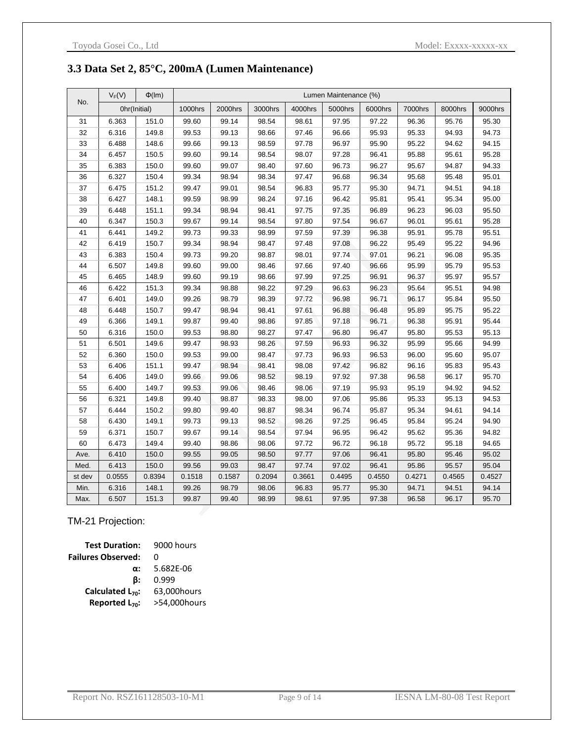### 3.3 Data Set 2, 85°C, 200mA (Lumen Maintenance)

| No. | $V_F$(V) | Φ(lm) | Lumen Maintenance (%) | | | | | | | | |
|---|---|---|---|---|---|---|---|---|---|---|---|
| | 0hr(Initial) | | 1000hrs | 2000hrs | 3000hrs | 4000hrs | 5000hrs | 6000hrs | 7000hrs | 8000hrs | 9000hrs |
| 31 | 6.363 | 151.0 | 99.60 | 99.14 | 98.54 | 98.61 | 97.95 | 97.22 | 96.36 | 95.76 | 95.30 |
| 32 | 6.316 | 149.8 | 99.53 | 99.13 | 98.66 | 97.46 | 96.66 | 95.93 | 95.33 | 94.93 | 94.73 |
| 33 | 6.488 | 148.6 | 99.66 | 99.13 | 98.59 | 97.78 | 96.97 | 95.90 | 95.22 | 94.62 | 94.15 |
| 34 | 6.457 | 150.5 | 99.60 | 99.14 | 98.54 | 98.07 | 97.28 | 96.41 | 95.88 | 95.61 | 95.28 |
| 35 | 6.383 | 150.0 | 99.60 | 99.07 | 98.40 | 97.60 | 96.73 | 96.27 | 95.67 | 94.87 | 94.33 |
| 36 | 6.327 | 150.4 | 99.34 | 98.94 | 98.34 | 97.47 | 96.68 | 96.34 | 95.68 | 95.48 | 95.01 |
| 37 | 6.475 | 151.2 | 99.47 | 99.01 | 98.54 | 96.83 | 95.77 | 95.30 | 94.71 | 94.51 | 94.18 |
| 38 | 6.427 | 148.1 | 99.59 | 98.99 | 98.24 | 97.16 | 96.42 | 95.81 | 95.41 | 95.34 | 95.00 |
| 39 | 6.448 | 151.1 | 99.34 | 98.94 | 98.41 | 97.75 | 97.35 | 96.89 | 96.23 | 96.03 | 95.50 |
| 40 | 6.347 | 150.3 | 99.67 | 99.14 | 98.54 | 97.80 | 97.54 | 96.67 | 96.01 | 95.61 | 95.28 |
| 41 | 6.441 | 149.2 | 99.73 | 99.33 | 98.99 | 97.59 | 97.39 | 96.38 | 95.91 | 95.78 | 95.51 |
| 42 | 6.419 | 150.7 | 99.34 | 98.94 | 98.47 | 97.48 | 97.08 | 96.22 | 95.49 | 95.22 | 94.96 |
| 43 | 6.383 | 150.4 | 99.73 | 99.20 | 98.87 | 98.01 | 97.74 | 97.01 | 96.21 | 96.08 | 95.35 |
| 44 | 6.507 | 149.8 | 99.60 | 99.00 | 98.46 | 97.66 | 97.40 | 96.66 | 95.99 | 95.79 | 95.53 |
| 45 | 6.465 | 148.9 | 99.60 | 99.19 | 98.66 | 97.99 | 97.25 | 96.91 | 96.37 | 95.97 | 95.57 |
| 46 | 6.422 | 151.3 | 99.34 | 98.88 | 98.22 | 97.29 | 96.63 | 96.23 | 95.64 | 95.51 | 94.98 |
| 47 | 6.401 | 149.0 | 99.26 | 98.79 | 98.39 | 97.72 | 96.98 | 96.71 | 96.17 | 95.84 | 95.50 |
| 48 | 6.448 | 150.7 | 99.47 | 98.94 | 98.41 | 97.61 | 96.88 | 96.48 | 95.89 | 95.75 | 95.22 |
| 49 | 6.366 | 149.1 | 99.87 | 99.40 | 98.86 | 97.85 | 97.18 | 96.71 | 96.38 | 95.91 | 95.44 |
| 50 | 6.316 | 150.0 | 99.53 | 98.80 | 98.27 | 97.47 | 96.80 | 96.47 | 95.80 | 95.53 | 95.13 |
| 51 | 6.501 | 149.6 | 99.47 | 98.93 | 98.26 | 97.59 | 96.93 | 96.32 | 95.99 | 95.66 | 94.99 |
| 52 | 6.360 | 150.0 | 99.53 | 99.00 | 98.47 | 97.73 | 96.93 | 96.53 | 96.00 | 95.60 | 95.07 |
| 53 | 6.406 | 151.1 | 99.47 | 98.94 | 98.41 | 98.08 | 97.42 | 96.82 | 96.16 | 95.83 | 95.43 |
| 54 | 6.406 | 149.0 | 99.66 | 99.06 | 98.52 | 98.19 | 97.92 | 97.38 | 96.58 | 96.17 | 95.70 |
| 55 | 6.400 | 149.7 | 99.53 | 99.06 | 98.46 | 98.06 | 97.19 | 95.93 | 95.19 | 94.92 | 94.52 |
| 56 | 6.321 | 149.8 | 99.40 | 98.87 | 98.33 | 98.00 | 97.06 | 95.86 | 95.33 | 95.13 | 94.53 |
| 57 | 6.444 | 150.2 | 99.80 | 99.40 | 98.87 | 98.34 | 96.74 | 95.87 | 95.34 | 94.61 | 94.14 |
| 58 | 6.430 | 149.1 | 99.73 | 99.13 | 98.52 | 98.26 | 97.25 | 96.45 | 95.84 | 95.24 | 94.90 |
| 59 | 6.371 | 150.7 | 99.67 | 99.14 | 98.54 | 97.94 | 96.95 | 96.42 | 95.62 | 95.36 | 94.82 |
| 60 | 6.473 | 149.4 | 99.40 | 98.86 | 98.06 | 97.72 | 96.72 | 96.18 | 95.72 | 95.18 | 94.65 |
| Ave. | 6.410 | 150.0 | 99.55 | 99.05 | 98.50 | 97.77 | 97.06 | 96.41 | 95.80 | 95.46 | 95.02 |
| Med. | 6.413 | 150.0 | 99.56 | 99.03 | 98.47 | 97.74 | 97.02 | 96.41 | 95.86 | 95.57 | 95.04 |
| st dev | 0.0555 | 0.8394 | 0.1518 | 0.1587 | 0.2094 | 0.3661 | 0.4495 | 0.4550 | 0.4271 | 0.4565 | 0.4527 |
| Min. | 6.316 | 148.1 | 99.26 | 98.79 | 98.06 | 96.83 | 95.77 | 95.30 | 94.71 | 94.51 | 94.14 |
| Max. | 6.507 | 151.3 | 99.87 | 99.40 | 98.99 | 98.61 | 97.95 | 97.38 | 96.58 | 96.17 | 95.70 |

TM-21 Projection:

**Test Duration:** 9000 hours
**Failures Observed:** 0
**α:** 5.682E-06
**β:** 0.999
**Calculated $L_{70}$:** 63,000hours
**Reported $L_{70}$:** >54,000hours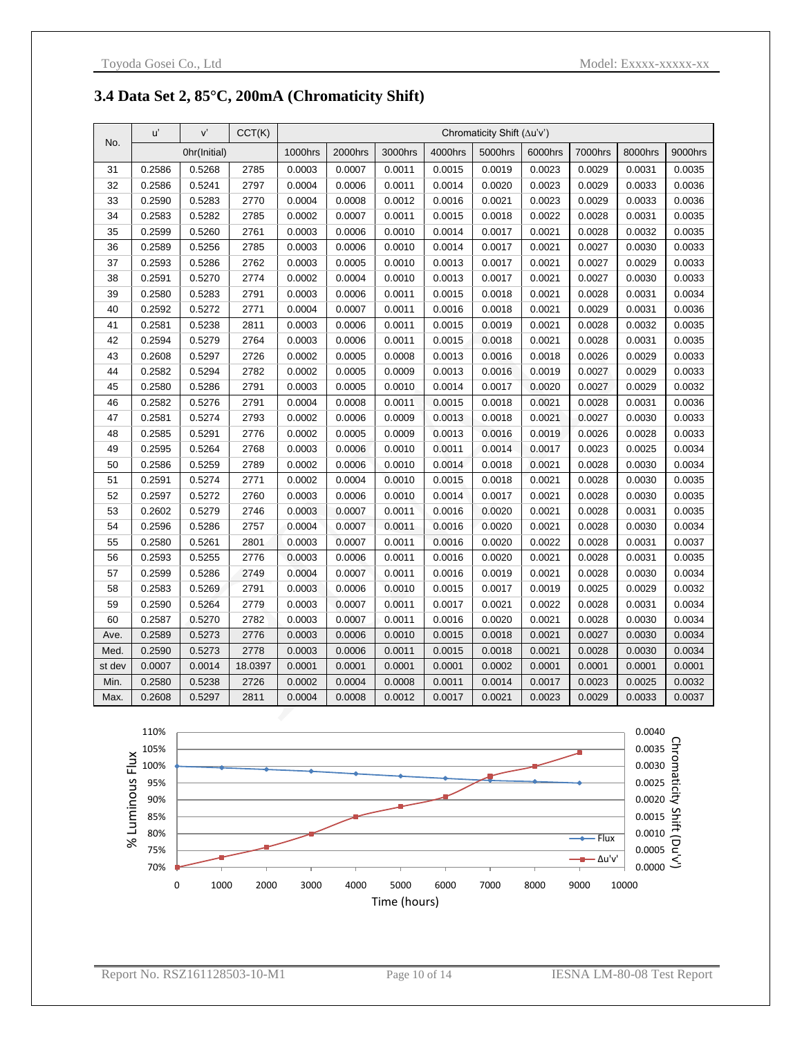## 3.4 Data Set 2, 85°C, 200mA (Chromaticity Shift)

| No. | u' | v' | CCT(K) | Chromaticity Shift (Δu'v') | | | | | | | | |
|---|---|---|---|---|---|---|---|---|---|---|---|---|
| | 0hr(Initial) | | | 1000hrs | 2000hrs | 3000hrs | 4000hrs | 5000hrs | 6000hrs | 7000hrs | 8000hrs | 9000hrs |
| 31 | 0.2586 | 0.5268 | 2785 | 0.0003 | 0.0007 | 0.0011 | 0.0015 | 0.0019 | 0.0023 | 0.0029 | 0.0031 | 0.0035 |
| 32 | 0.2586 | 0.5241 | 2797 | 0.0004 | 0.0006 | 0.0011 | 0.0014 | 0.0020 | 0.0023 | 0.0029 | 0.0033 | 0.0036 |
| 33 | 0.2590 | 0.5283 | 2770 | 0.0004 | 0.0008 | 0.0012 | 0.0016 | 0.0021 | 0.0023 | 0.0029 | 0.0033 | 0.0036 |
| 34 | 0.2583 | 0.5282 | 2785 | 0.0002 | 0.0007 | 0.0011 | 0.0015 | 0.0018 | 0.0022 | 0.0028 | 0.0031 | 0.0035 |
| 35 | 0.2599 | 0.5260 | 2761 | 0.0003 | 0.0006 | 0.0010 | 0.0014 | 0.0017 | 0.0021 | 0.0028 | 0.0032 | 0.0035 |
| 36 | 0.2589 | 0.5256 | 2785 | 0.0003 | 0.0006 | 0.0010 | 0.0014 | 0.0017 | 0.0021 | 0.0027 | 0.0030 | 0.0033 |
| 37 | 0.2593 | 0.5286 | 2762 | 0.0003 | 0.0005 | 0.0010 | 0.0013 | 0.0017 | 0.0021 | 0.0027 | 0.0029 | 0.0033 |
| 38 | 0.2591 | 0.5270 | 2774 | 0.0002 | 0.0004 | 0.0010 | 0.0013 | 0.0017 | 0.0021 | 0.0027 | 0.0030 | 0.0033 |
| 39 | 0.2580 | 0.5283 | 2791 | 0.0003 | 0.0006 | 0.0011 | 0.0015 | 0.0018 | 0.0021 | 0.0028 | 0.0031 | 0.0034 |
| 40 | 0.2592 | 0.5272 | 2771 | 0.0004 | 0.0007 | 0.0011 | 0.0016 | 0.0018 | 0.0021 | 0.0029 | 0.0031 | 0.0036 |
| 41 | 0.2581 | 0.5238 | 2811 | 0.0003 | 0.0006 | 0.0011 | 0.0015 | 0.0019 | 0.0021 | 0.0028 | 0.0032 | 0.0035 |
| 42 | 0.2594 | 0.5279 | 2764 | 0.0003 | 0.0006 | 0.0011 | 0.0015 | 0.0018 | 0.0021 | 0.0028 | 0.0031 | 0.0035 |
| 43 | 0.2608 | 0.5297 | 2726 | 0.0002 | 0.0005 | 0.0008 | 0.0013 | 0.0016 | 0.0018 | 0.0026 | 0.0029 | 0.0033 |
| 44 | 0.2582 | 0.5294 | 2782 | 0.0002 | 0.0005 | 0.0009 | 0.0013 | 0.0016 | 0.0019 | 0.0027 | 0.0029 | 0.0033 |
| 45 | 0.2580 | 0.5286 | 2791 | 0.0003 | 0.0005 | 0.0010 | 0.0014 | 0.0017 | 0.0020 | 0.0027 | 0.0029 | 0.0032 |
| 46 | 0.2582 | 0.5276 | 2791 | 0.0004 | 0.0008 | 0.0011 | 0.0015 | 0.0018 | 0.0021 | 0.0028 | 0.0031 | 0.0036 |
| 47 | 0.2581 | 0.5274 | 2793 | 0.0002 | 0.0006 | 0.0009 | 0.0013 | 0.0018 | 0.0021 | 0.0027 | 0.0030 | 0.0033 |
| 48 | 0.2585 | 0.5291 | 2776 | 0.0002 | 0.0005 | 0.0009 | 0.0013 | 0.0016 | 0.0019 | 0.0026 | 0.0028 | 0.0033 |
| 49 | 0.2595 | 0.5264 | 2768 | 0.0003 | 0.0006 | 0.0010 | 0.0011 | 0.0014 | 0.0017 | 0.0023 | 0.0025 | 0.0034 |
| 50 | 0.2586 | 0.5259 | 2789 | 0.0002 | 0.0006 | 0.0010 | 0.0014 | 0.0018 | 0.0021 | 0.0028 | 0.0030 | 0.0034 |
| 51 | 0.2591 | 0.5274 | 2771 | 0.0002 | 0.0004 | 0.0010 | 0.0015 | 0.0018 | 0.0021 | 0.0028 | 0.0030 | 0.0035 |
| 52 | 0.2597 | 0.5272 | 2760 | 0.0003 | 0.0006 | 0.0010 | 0.0014 | 0.0017 | 0.0021 | 0.0028 | 0.0030 | 0.0035 |
| 53 | 0.2602 | 0.5279 | 2746 | 0.0003 | 0.0007 | 0.0011 | 0.0016 | 0.0020 | 0.0021 | 0.0028 | 0.0031 | 0.0035 |
| 54 | 0.2596 | 0.5286 | 2757 | 0.0004 | 0.0007 | 0.0011 | 0.0016 | 0.0020 | 0.0021 | 0.0028 | 0.0030 | 0.0034 |
| 55 | 0.2580 | 0.5261 | 2801 | 0.0003 | 0.0007 | 0.0011 | 0.0016 | 0.0020 | 0.0022 | 0.0028 | 0.0031 | 0.0037 |
| 56 | 0.2593 | 0.5255 | 2776 | 0.0003 | 0.0006 | 0.0011 | 0.0016 | 0.0020 | 0.0021 | 0.0028 | 0.0031 | 0.0035 |
| 57 | 0.2599 | 0.5286 | 2749 | 0.0004 | 0.0007 | 0.0011 | 0.0016 | 0.0019 | 0.0021 | 0.0028 | 0.0030 | 0.0034 |
| 58 | 0.2583 | 0.5269 | 2791 | 0.0003 | 0.0006 | 0.0010 | 0.0015 | 0.0017 | 0.0019 | 0.0025 | 0.0029 | 0.0032 |
| 59 | 0.2590 | 0.5264 | 2779 | 0.0003 | 0.0007 | 0.0011 | 0.0017 | 0.0021 | 0.0022 | 0.0028 | 0.0031 | 0.0034 |
| 60 | 0.2587 | 0.5270 | 2782 | 0.0003 | 0.0007 | 0.0011 | 0.0016 | 0.0020 | 0.0021 | 0.0028 | 0.0030 | 0.0034 |
| Ave. | 0.2589 | 0.5273 | 2776 | 0.0003 | 0.0006 | 0.0010 | 0.0015 | 0.0018 | 0.0021 | 0.0027 | 0.0030 | 0.0034 |
| Med. | 0.2590 | 0.5273 | 2778 | 0.0003 | 0.0006 | 0.0011 | 0.0015 | 0.0018 | 0.0021 | 0.0028 | 0.0030 | 0.0034 |
| st dev | 0.0007 | 0.0014 | 18.0397 | 0.0001 | 0.0001 | 0.0001 | 0.0001 | 0.0002 | 0.0001 | 0.0001 | 0.0001 | 0.0001 |
| Min. | 0.2580 | 0.5238 | 2726 | 0.0002 | 0.0004 | 0.0008 | 0.0011 | 0.0014 | 0.0017 | 0.0023 | 0.0025 | 0.0032 |
| Max. | 0.2608 | 0.5297 | 2811 | 0.0004 | 0.0008 | 0.0012 | 0.0017 | 0.0021 | 0.0023 | 0.0029 | 0.0033 | 0.0037 |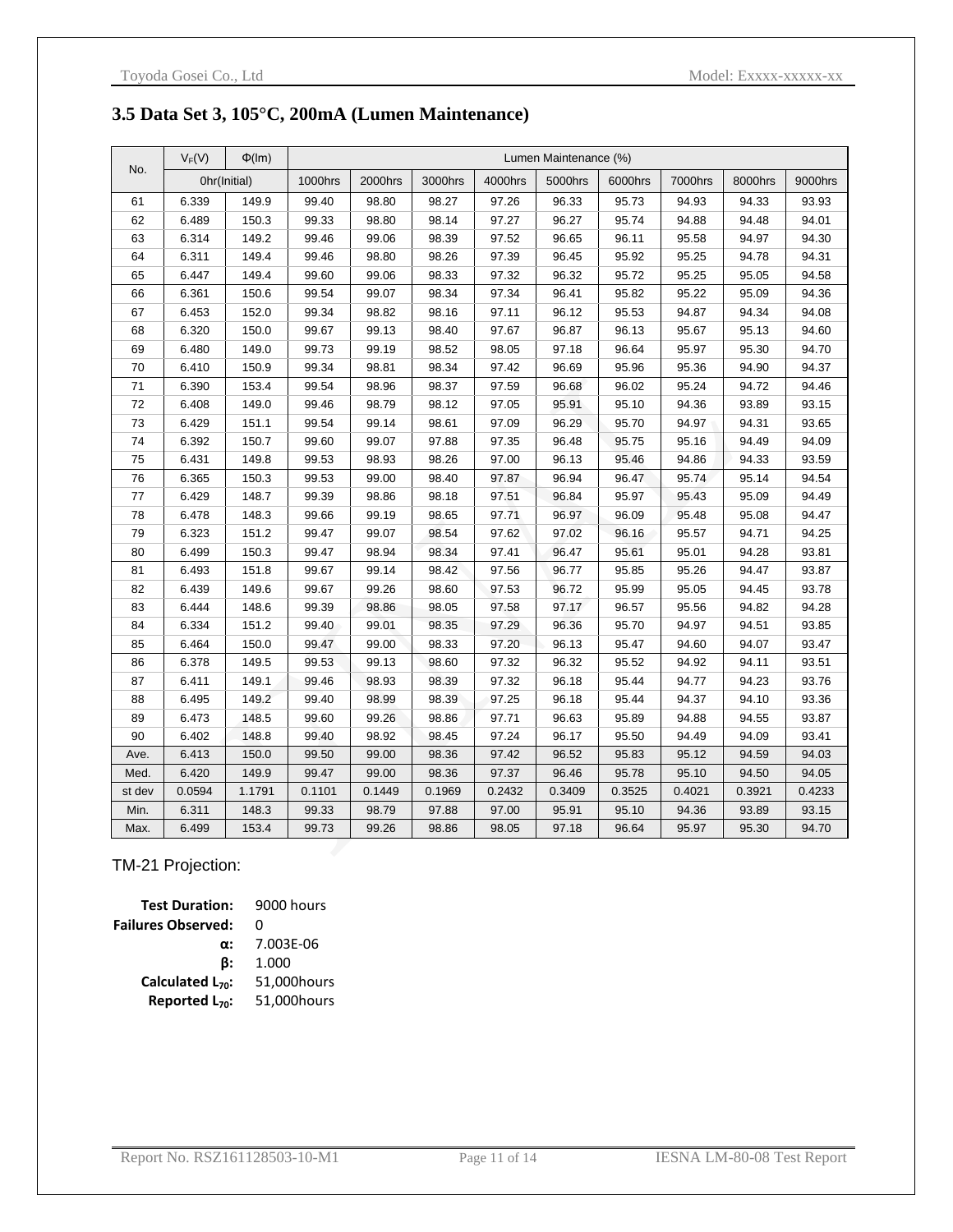## 3.5 Data Set 3, 105°C, 200mA (Lumen Maintenance)

| No. | $V_F$(V) | Φ(lm) | Lumen Maintenance (%) | | | | | | | | |
|---|---|---|---|---|---|---|---|---|---|---|---|
| | 0hr(Initial) | | 1000hrs | 2000hrs | 3000hrs | 4000hrs | 5000hrs | 6000hrs | 7000hrs | 8000hrs | 9000hrs |
| 61 | 6.339 | 149.9 | 99.40 | 98.80 | 98.27 | 97.26 | 96.33 | 95.73 | 94.93 | 94.33 | 93.93 |
| 62 | 6.489 | 150.3 | 99.33 | 98.80 | 98.14 | 97.27 | 96.27 | 95.74 | 94.88 | 94.48 | 94.01 |
| 63 | 6.314 | 149.2 | 99.46 | 99.06 | 98.39 | 97.52 | 96.65 | 96.11 | 95.58 | 94.97 | 94.30 |
| 64 | 6.311 | 149.4 | 99.46 | 98.80 | 98.26 | 97.39 | 96.45 | 95.92 | 95.25 | 94.78 | 94.31 |
| 65 | 6.447 | 149.4 | 99.60 | 99.06 | 98.33 | 97.32 | 96.32 | 95.72 | 95.25 | 95.05 | 94.58 |
| 66 | 6.361 | 150.6 | 99.54 | 99.07 | 98.34 | 97.34 | 96.41 | 95.82 | 95.22 | 95.09 | 94.36 |
| 67 | 6.453 | 152.0 | 99.34 | 98.82 | 98.16 | 97.11 | 96.12 | 95.53 | 94.87 | 94.34 | 94.08 |
| 68 | 6.320 | 150.0 | 99.67 | 99.13 | 98.40 | 97.67 | 96.87 | 96.13 | 95.67 | 95.13 | 94.60 |
| 69 | 6.480 | 149.0 | 99.73 | 99.19 | 98.52 | 98.05 | 97.18 | 96.64 | 95.97 | 95.30 | 94.70 |
| 70 | 6.410 | 150.9 | 99.34 | 98.81 | 98.34 | 97.42 | 96.69 | 95.96 | 95.36 | 94.90 | 94.37 |
| 71 | 6.390 | 153.4 | 99.54 | 98.96 | 98.37 | 97.59 | 96.68 | 96.02 | 95.24 | 94.72 | 94.46 |
| 72 | 6.408 | 149.0 | 99.46 | 98.79 | 98.12 | 97.05 | 95.91 | 95.10 | 94.36 | 93.89 | 93.15 |
| 73 | 6.429 | 151.1 | 99.54 | 99.14 | 98.61 | 97.09 | 96.29 | 95.70 | 94.97 | 94.31 | 93.65 |
| 74 | 6.392 | 150.7 | 99.60 | 99.07 | 97.88 | 97.35 | 96.48 | 95.75 | 95.16 | 94.49 | 94.09 |
| 75 | 6.431 | 149.8 | 99.53 | 98.93 | 98.26 | 97.00 | 96.13 | 95.46 | 94.86 | 94.33 | 93.59 |
| 76 | 6.365 | 150.3 | 99.53 | 99.00 | 98.40 | 97.87 | 96.94 | 96.47 | 95.74 | 95.14 | 94.54 |
| 77 | 6.429 | 148.7 | 99.39 | 98.86 | 98.18 | 97.51 | 96.84 | 95.97 | 95.43 | 95.09 | 94.49 |
| 78 | 6.478 | 148.3 | 99.66 | 99.19 | 98.65 | 97.71 | 96.97 | 96.09 | 95.48 | 95.08 | 94.47 |
| 79 | 6.323 | 151.2 | 99.47 | 99.07 | 98.54 | 97.62 | 97.02 | 96.16 | 95.57 | 94.71 | 94.25 |
| 80 | 6.499 | 150.3 | 99.47 | 98.94 | 98.34 | 97.41 | 96.47 | 95.61 | 95.01 | 94.28 | 93.81 |
| 81 | 6.493 | 151.8 | 99.67 | 99.14 | 98.42 | 97.56 | 96.77 | 95.85 | 95.26 | 94.47 | 93.87 |
| 82 | 6.439 | 149.6 | 99.67 | 99.26 | 98.60 | 97.53 | 96.72 | 95.99 | 95.05 | 94.45 | 93.78 |
| 83 | 6.444 | 148.6 | 99.39 | 98.86 | 98.05 | 97.58 | 97.17 | 96.57 | 95.56 | 94.82 | 94.28 |
| 84 | 6.334 | 151.2 | 99.40 | 99.01 | 98.35 | 97.29 | 96.36 | 95.70 | 94.97 | 94.51 | 93.85 |
| 85 | 6.464 | 150.0 | 99.47 | 99.00 | 98.33 | 97.20 | 96.13 | 95.47 | 94.60 | 94.07 | 93.47 |
| 86 | 6.378 | 149.5 | 99.53 | 99.13 | 98.60 | 97.32 | 96.32 | 95.52 | 94.92 | 94.11 | 93.51 |
| 87 | 6.411 | 149.1 | 99.46 | 98.93 | 98.39 | 97.32 | 96.18 | 95.44 | 94.77 | 94.23 | 93.76 |
| 88 | 6.495 | 149.2 | 99.40 | 98.99 | 98.39 | 97.25 | 96.18 | 95.44 | 94.37 | 94.10 | 93.36 |
| 89 | 6.473 | 148.5 | 99.60 | 99.26 | 98.86 | 97.71 | 96.63 | 95.89 | 94.88 | 94.55 | 93.87 |
| 90 | 6.402 | 148.8 | 99.40 | 98.92 | 98.45 | 97.24 | 96.17 | 95.50 | 94.49 | 94.09 | 93.41 |
| Ave. | 6.413 | 150.0 | 99.50 | 99.00 | 98.36 | 97.42 | 96.52 | 95.83 | 95.12 | 94.59 | 94.03 |
| Med. | 6.420 | 149.9 | 99.47 | 99.00 | 98.36 | 97.37 | 96.46 | 95.78 | 95.10 | 94.50 | 94.05 |
| st dev | 0.0594 | 1.1791 | 0.1101 | 0.1449 | 0.1969 | 0.2432 | 0.3409 | 0.3525 | 0.4021 | 0.3921 | 0.4233 |
| Min. | 6.311 | 148.3 | 99.33 | 98.79 | 97.88 | 97.00 | 95.91 | 95.10 | 94.36 | 93.89 | 93.15 |
| Max. | 6.499 | 153.4 | 99.73 | 99.26 | 98.86 | 98.05 | 97.18 | 96.64 | 95.97 | 95.30 | 94.70 |

TM-21 Projection:

**Test Duration:** 9000 hours
**Failures Observed:** 0
**α:** 7.003E-06
**β:** 1.000
**Calculated $L_{70}$:** 51,000hours
**Reported $L_{70}$:** 51,000hours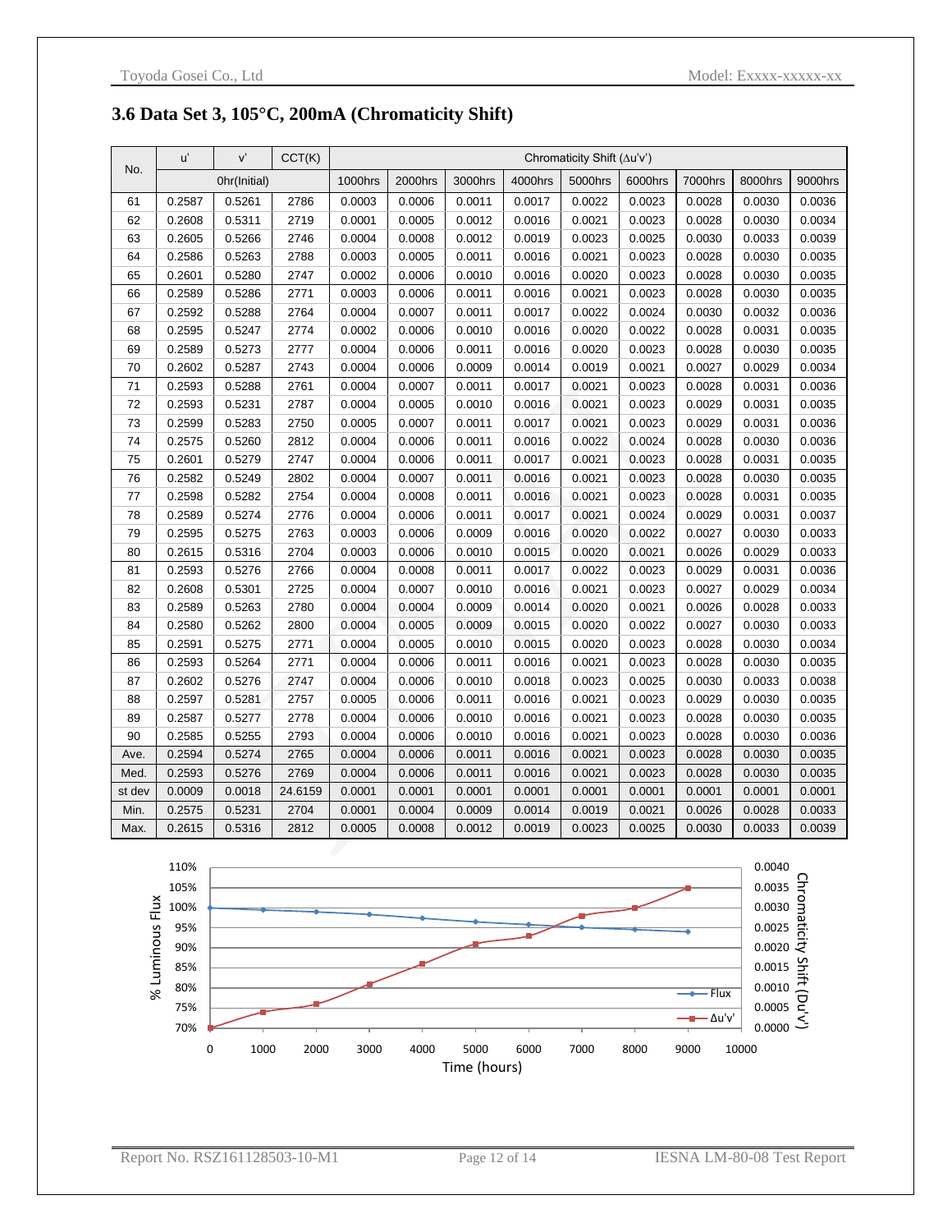### 3.6 Data Set 3, 105°C, 200mA (Chromaticity Shift)

| No. | u' | v' | CCT(K) | Chromaticity Shift (Δu'v') | | | | | | | | |
|---|---|---|---|---|---|---|---|---|---|---|---|---|
| | 0hr(Initial) | | | 1000hrs | 2000hrs | 3000hrs | 4000hrs | 5000hrs | 6000hrs | 7000hrs | 8000hrs | 9000hrs |
| 61 | 0.2587 | 0.5261 | 2786 | 0.0003 | 0.0006 | 0.0011 | 0.0017 | 0.0022 | 0.0023 | 0.0028 | 0.0030 | 0.0036 |
| 62 | 0.2608 | 0.5311 | 2719 | 0.0001 | 0.0005 | 0.0012 | 0.0016 | 0.0021 | 0.0023 | 0.0028 | 0.0030 | 0.0034 |
| 63 | 0.2605 | 0.5266 | 2746 | 0.0004 | 0.0008 | 0.0012 | 0.0019 | 0.0023 | 0.0025 | 0.0030 | 0.0033 | 0.0039 |
| 64 | 0.2586 | 0.5263 | 2788 | 0.0003 | 0.0005 | 0.0011 | 0.0016 | 0.0021 | 0.0023 | 0.0028 | 0.0030 | 0.0035 |
| 65 | 0.2601 | 0.5280 | 2747 | 0.0002 | 0.0006 | 0.0010 | 0.0016 | 0.0020 | 0.0023 | 0.0028 | 0.0030 | 0.0035 |
| 66 | 0.2589 | 0.5286 | 2771 | 0.0003 | 0.0006 | 0.0011 | 0.0016 | 0.0021 | 0.0023 | 0.0028 | 0.0030 | 0.0035 |
| 67 | 0.2592 | 0.5288 | 2764 | 0.0004 | 0.0007 | 0.0011 | 0.0017 | 0.0022 | 0.0024 | 0.0030 | 0.0032 | 0.0036 |
| 68 | 0.2595 | 0.5247 | 2774 | 0.0002 | 0.0006 | 0.0010 | 0.0016 | 0.0020 | 0.0022 | 0.0028 | 0.0031 | 0.0035 |
| 69 | 0.2589 | 0.5273 | 2777 | 0.0004 | 0.0006 | 0.0011 | 0.0016 | 0.0020 | 0.0023 | 0.0028 | 0.0030 | 0.0035 |
| 70 | 0.2602 | 0.5287 | 2743 | 0.0004 | 0.0006 | 0.0009 | 0.0014 | 0.0019 | 0.0021 | 0.0027 | 0.0029 | 0.0034 |
| 71 | 0.2593 | 0.5288 | 2761 | 0.0004 | 0.0007 | 0.0011 | 0.0017 | 0.0021 | 0.0023 | 0.0028 | 0.0031 | 0.0036 |
| 72 | 0.2593 | 0.5231 | 2787 | 0.0004 | 0.0005 | 0.0010 | 0.0016 | 0.0021 | 0.0023 | 0.0029 | 0.0031 | 0.0035 |
| 73 | 0.2599 | 0.5283 | 2750 | 0.0005 | 0.0007 | 0.0011 | 0.0017 | 0.0021 | 0.0023 | 0.0029 | 0.0031 | 0.0036 |
| 74 | 0.2575 | 0.5260 | 2812 | 0.0004 | 0.0006 | 0.0011 | 0.0016 | 0.0022 | 0.0024 | 0.0028 | 0.0030 | 0.0036 |
| 75 | 0.2601 | 0.5279 | 2747 | 0.0004 | 0.0006 | 0.0011 | 0.0017 | 0.0021 | 0.0023 | 0.0028 | 0.0031 | 0.0035 |
| 76 | 0.2582 | 0.5249 | 2802 | 0.0004 | 0.0007 | 0.0011 | 0.0016 | 0.0021 | 0.0023 | 0.0028 | 0.0030 | 0.0035 |
| 77 | 0.2598 | 0.5282 | 2754 | 0.0004 | 0.0008 | 0.0011 | 0.0016 | 0.0021 | 0.0023 | 0.0028 | 0.0031 | 0.0035 |
| 78 | 0.2589 | 0.5274 | 2776 | 0.0004 | 0.0006 | 0.0011 | 0.0017 | 0.0021 | 0.0024 | 0.0029 | 0.0031 | 0.0037 |
| 79 | 0.2595 | 0.5275 | 2763 | 0.0003 | 0.0006 | 0.0009 | 0.0016 | 0.0020 | 0.0022 | 0.0027 | 0.0030 | 0.0033 |
| 80 | 0.2615 | 0.5316 | 2704 | 0.0003 | 0.0006 | 0.0010 | 0.0015 | 0.0020 | 0.0021 | 0.0026 | 0.0029 | 0.0033 |
| 81 | 0.2593 | 0.5276 | 2766 | 0.0004 | 0.0008 | 0.0011 | 0.0017 | 0.0022 | 0.0023 | 0.0029 | 0.0031 | 0.0036 |
| 82 | 0.2608 | 0.5301 | 2725 | 0.0004 | 0.0007 | 0.0010 | 0.0016 | 0.0021 | 0.0023 | 0.0027 | 0.0029 | 0.0034 |
| 83 | 0.2589 | 0.5263 | 2780 | 0.0004 | 0.0004 | 0.0009 | 0.0014 | 0.0020 | 0.0021 | 0.0026 | 0.0028 | 0.0033 |
| 84 | 0.2580 | 0.5262 | 2800 | 0.0004 | 0.0005 | 0.0009 | 0.0015 | 0.0020 | 0.0022 | 0.0027 | 0.0030 | 0.0033 |
| 85 | 0.2591 | 0.5275 | 2771 | 0.0004 | 0.0005 | 0.0010 | 0.0015 | 0.0020 | 0.0023 | 0.0028 | 0.0030 | 0.0034 |
| 86 | 0.2593 | 0.5264 | 2771 | 0.0004 | 0.0006 | 0.0011 | 0.0016 | 0.0021 | 0.0023 | 0.0028 | 0.0030 | 0.0035 |
| 87 | 0.2602 | 0.5276 | 2747 | 0.0004 | 0.0006 | 0.0010 | 0.0018 | 0.0023 | 0.0025 | 0.0030 | 0.0033 | 0.0038 |
| 88 | 0.2597 | 0.5281 | 2757 | 0.0005 | 0.0006 | 0.0011 | 0.0016 | 0.0021 | 0.0023 | 0.0029 | 0.0030 | 0.0035 |
| 89 | 0.2587 | 0.5277 | 2778 | 0.0004 | 0.0006 | 0.0010 | 0.0016 | 0.0021 | 0.0023 | 0.0028 | 0.0030 | 0.0035 |
| 90 | 0.2585 | 0.5255 | 2793 | 0.0004 | 0.0006 | 0.0010 | 0.0016 | 0.0021 | 0.0023 | 0.0028 | 0.0030 | 0.0036 |
| Ave. | 0.2594 | 0.5274 | 2765 | 0.0004 | 0.0006 | 0.0011 | 0.0016 | 0.0021 | 0.0023 | 0.0028 | 0.0030 | 0.0035 |
| Med. | 0.2593 | 0.5276 | 2769 | 0.0004 | 0.0006 | 0.0011 | 0.0016 | 0.0021 | 0.0023 | 0.0028 | 0.0030 | 0.0035 |
| st dev | 0.0009 | 0.0018 | 24.6159 | 0.0001 | 0.0001 | 0.0001 | 0.0001 | 0.0001 | 0.0001 | 0.0001 | 0.0001 | 0.0001 |
| Min. | 0.2575 | 0.5231 | 2704 | 0.0001 | 0.0004 | 0.0009 | 0.0014 | 0.0019 | 0.0021 | 0.0026 | 0.0028 | 0.0033 |
| Max. | 0.2615 | 0.5316 | 2812 | 0.0005 | 0.0008 | 0.0012 | 0.0019 | 0.0023 | 0.0025 | 0.0030 | 0.0033 | 0.0039 |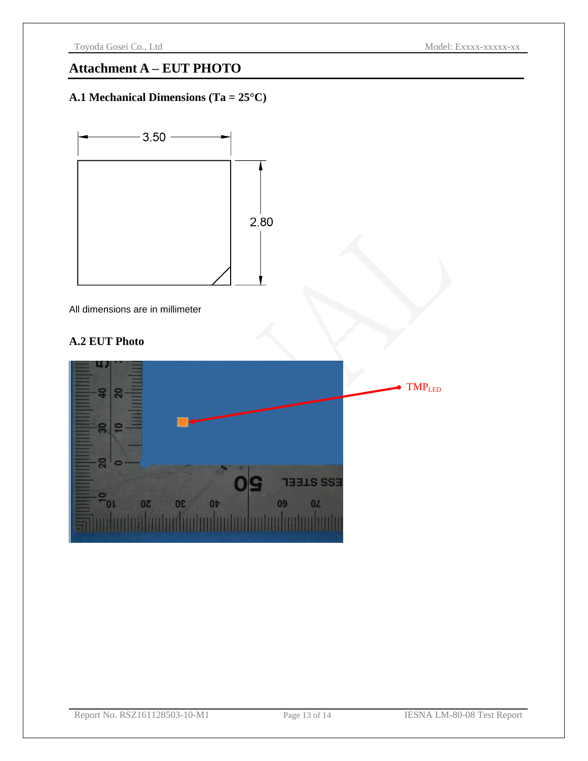# Attachment A – EUT PHOTO

### A.1 Mechanical Dimensions (Ta = 25°C)

3.50

2.80

All dimensions are in millimeter

### A.2 EUT Photo

$TMP_{LED}$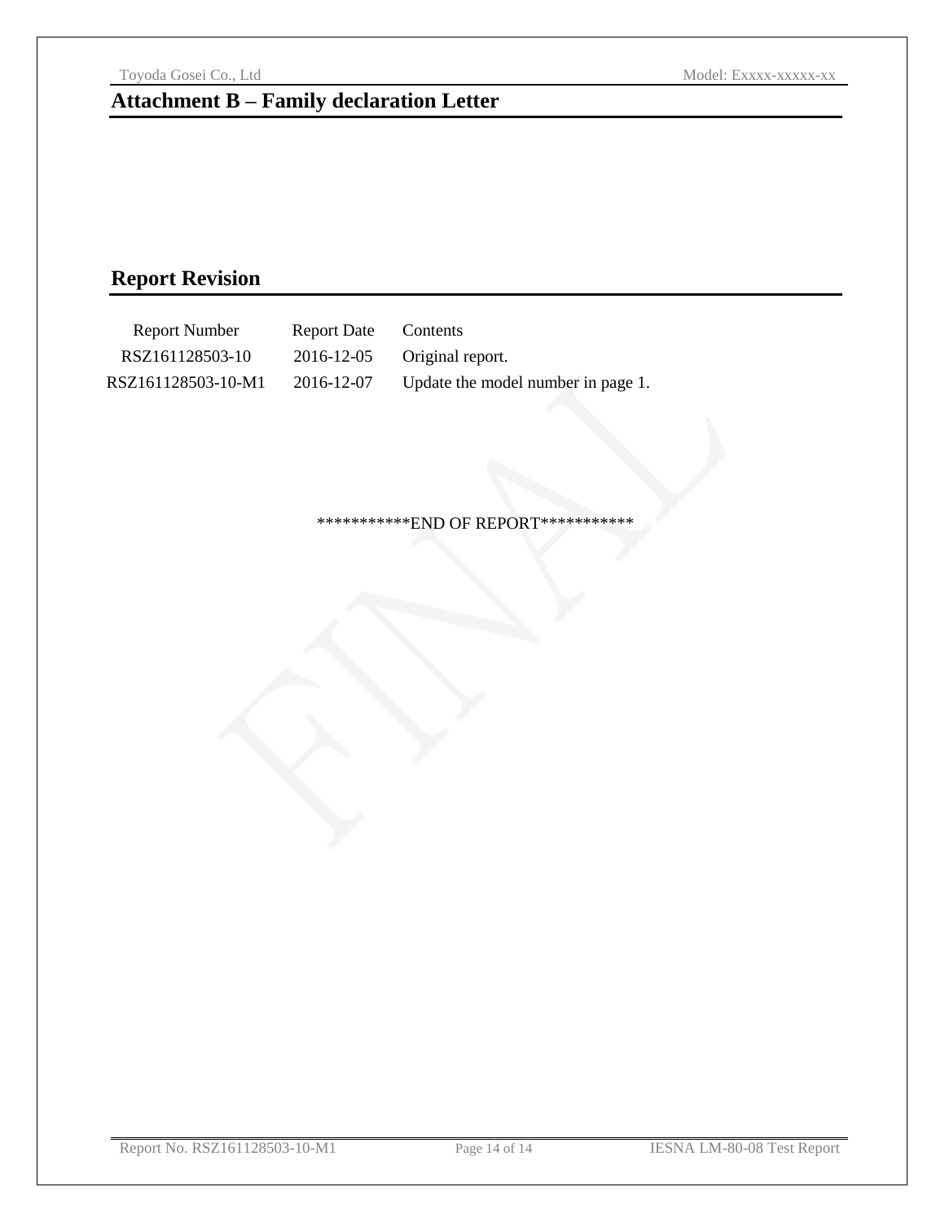## Attachment B – Family declaration Letter

## Report Revision

| Report Number | Report Date | Contents |
|---|---|---|
| RSZ161128503-10 | 2016-12-05 | Original report. |
| RSZ161128503-10-M1 | 2016-12-07 | Update the model number in page 1. |

***********END OF REPORT***********